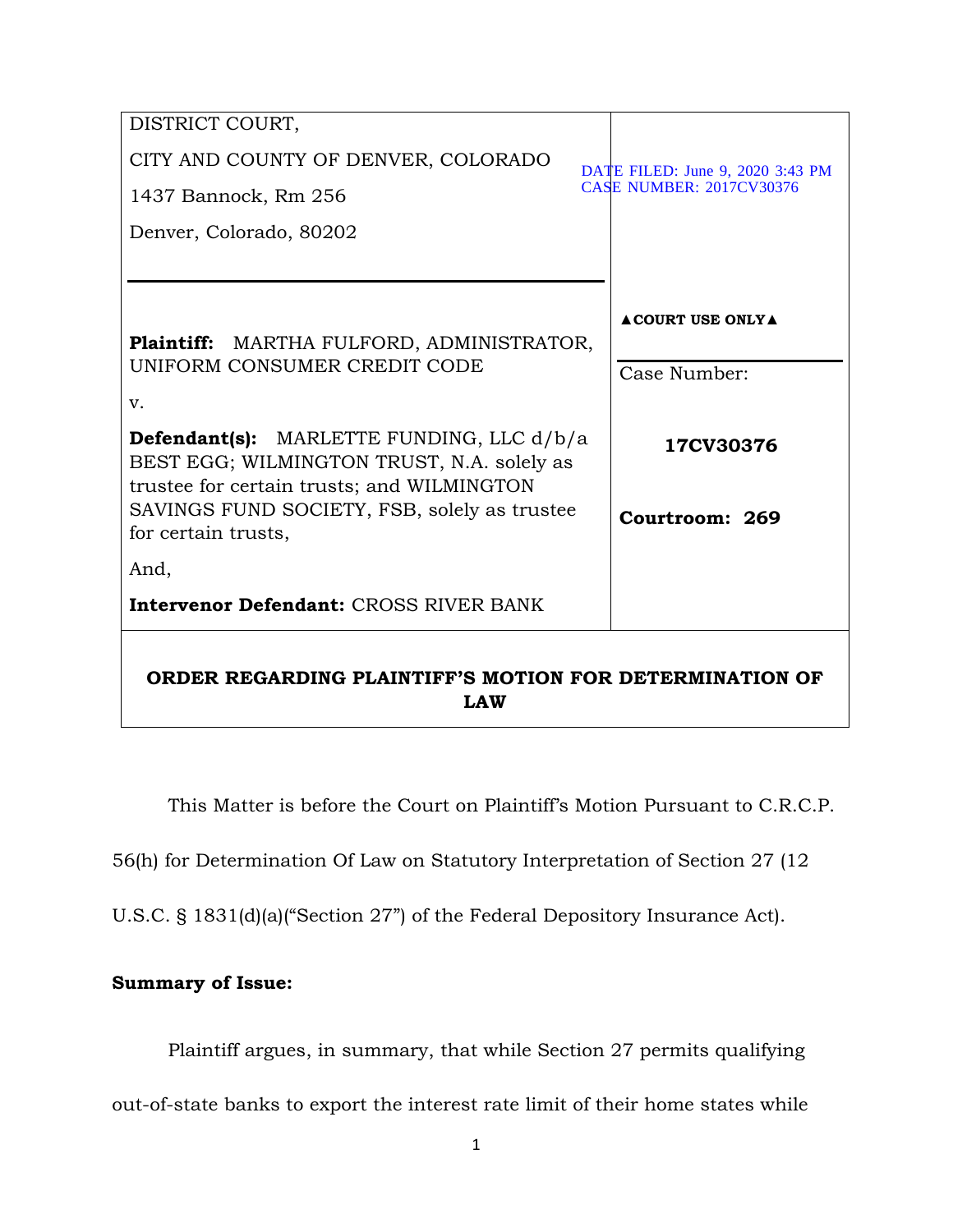| DISTRICT COURT,<br><br>CITY AND COUNTY OF DENVER, COLORADO<br><br>1437 Bannock, Rm 256<br><br>Denver, Colorado, 80202 | DATE FILED: June 9, 2020 3:43 PM<br>CASE NUMBER: 2017CV30376 |
|---|---|
| **Plaintiff:** MARTHA FULFORD, ADMINISTRATOR, UNIFORM CONSUMER CREDIT CODE<br><br>v.<br><br>**Defendant(s):** MARLETTE FUNDING, LLC d/b/a BEST EGG; WILMINGTON TRUST, N.A. solely as trustee for certain trusts; and WILMINGTON SAVINGS FUND SOCIETY, FSB, solely as trustee for certain trusts,<br><br>And,<br><br>**Intervenor Defendant:** CROSS RIVER BANK | ▲**COURT USE ONLY**▲<br><br>Case Number:<br><br>**17CV30376**<br><br>**Courtroom: 269** |

**ORDER REGARDING PLAINTIFF'S MOTION FOR DETERMINATION OF LAW**

This Matter is before the Court on Plaintiff's Motion Pursuant to C.R.C.P. 56(h) for Determination Of Law on Statutory Interpretation of Section 27 (12 U.S.C. § 1831(d)(a)("Section 27") of the Federal Depository Insurance Act).

**Summary of Issue:**

Plaintiff argues, in summary, that while Section 27 permits qualifying out-of-state banks to export the interest rate limit of their home states while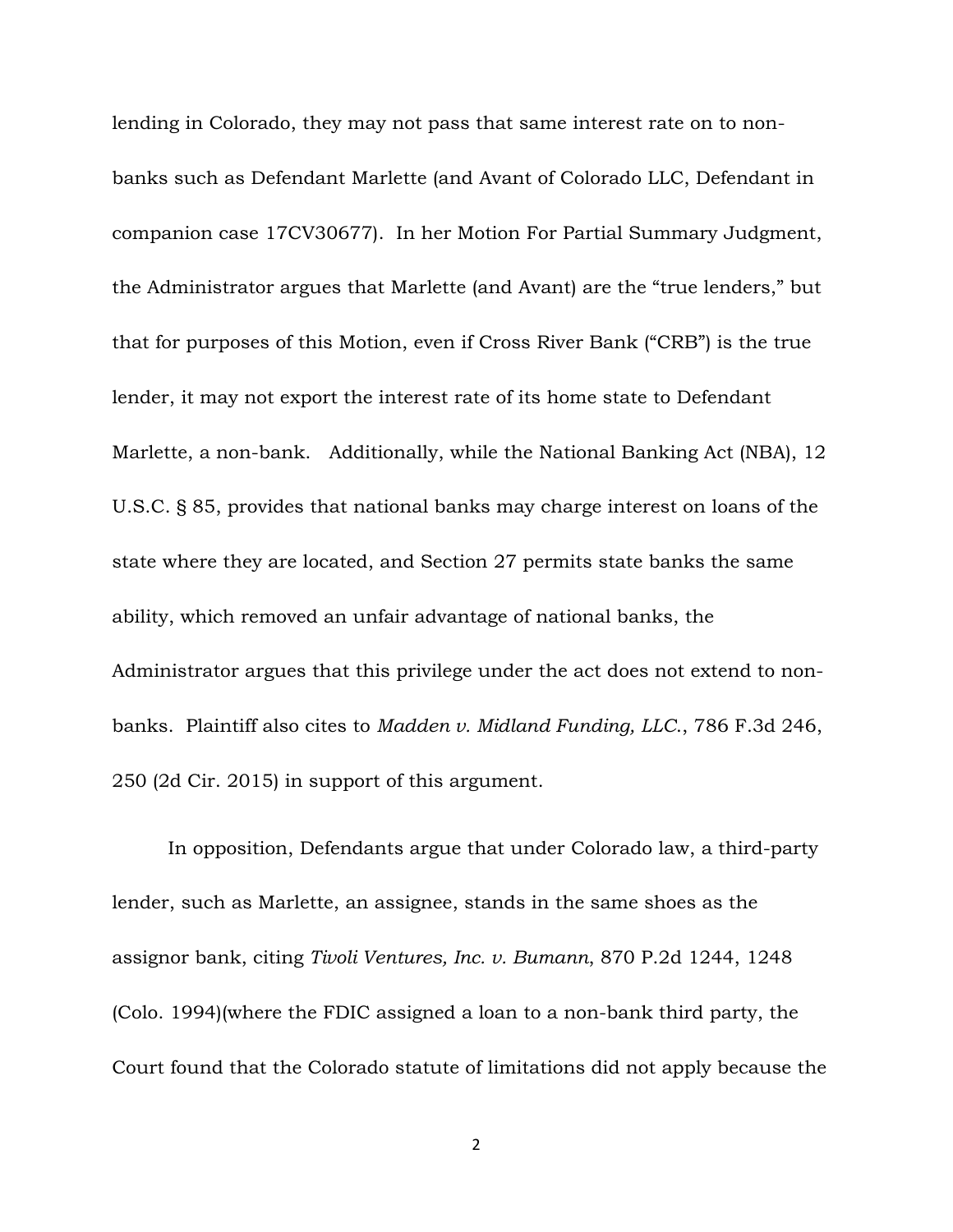lending in Colorado, they may not pass that same interest rate on to non-banks such as Defendant Marlette (and Avant of Colorado LLC, Defendant in companion case 17CV30677). In her Motion For Partial Summary Judgment, the Administrator argues that Marlette (and Avant) are the "true lenders," but that for purposes of this Motion, even if Cross River Bank ("CRB") is the true lender, it may not export the interest rate of its home state to Defendant Marlette, a non-bank. Additionally, while the National Banking Act (NBA), 12 U.S.C. § 85, provides that national banks may charge interest on loans of the state where they are located, and Section 27 permits state banks the same ability, which removed an unfair advantage of national banks, the Administrator argues that this privilege under the act does not extend to non-banks. Plaintiff also cites to *Madden v. Midland Funding, LLC.*, 786 F.3d 246, 250 (2d Cir. 2015) in support of this argument.

In opposition, Defendants argue that under Colorado law, a third-party lender, such as Marlette, an assignee, stands in the same shoes as the assignor bank, citing *Tivoli Ventures, Inc. v. Bumann*, 870 P.2d 1244, 1248 (Colo. 1994)(where the FDIC assigned a loan to a non-bank third party, the Court found that the Colorado statute of limitations did not apply because the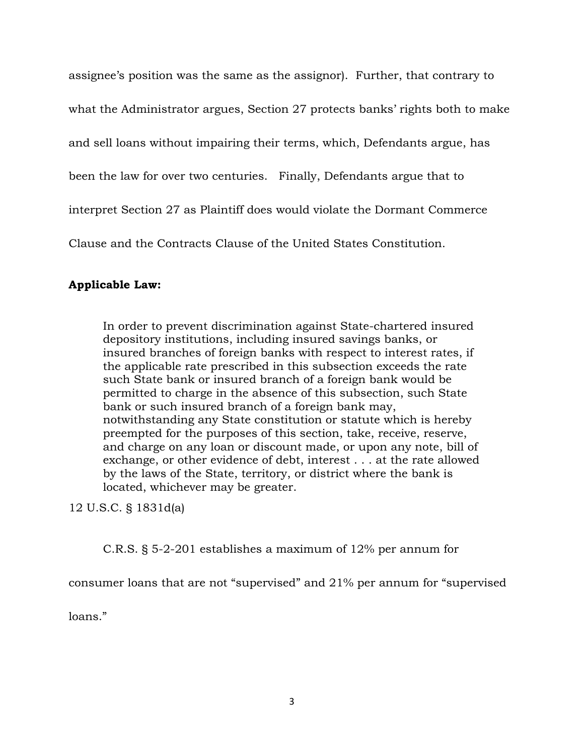assignee's position was the same as the assignor). Further, that contrary to what the Administrator argues, Section 27 protects banks' rights both to make and sell loans without impairing their terms, which, Defendants argue, has been the law for over two centuries. Finally, Defendants argue that to interpret Section 27 as Plaintiff does would violate the Dormant Commerce Clause and the Contracts Clause of the United States Constitution.

**Applicable Law:**

> In order to prevent discrimination against State-chartered insured depository institutions, including insured savings banks, or insured branches of foreign banks with respect to interest rates, if the applicable rate prescribed in this subsection exceeds the rate such State bank or insured branch of a foreign bank would be permitted to charge in the absence of this subsection, such State bank or such insured branch of a foreign bank may, notwithstanding any State constitution or statute which is hereby preempted for the purposes of this section, take, receive, reserve, and charge on any loan or discount made, or upon any note, bill of exchange, or other evidence of debt, interest . . . at the rate allowed by the laws of the State, territory, or district where the bank is located, whichever may be greater.

12 U.S.C. § 1831d(a)

C.R.S. § 5-2-201 establishes a maximum of 12% per annum for consumer loans that are not "supervised" and 21% per annum for "supervised loans."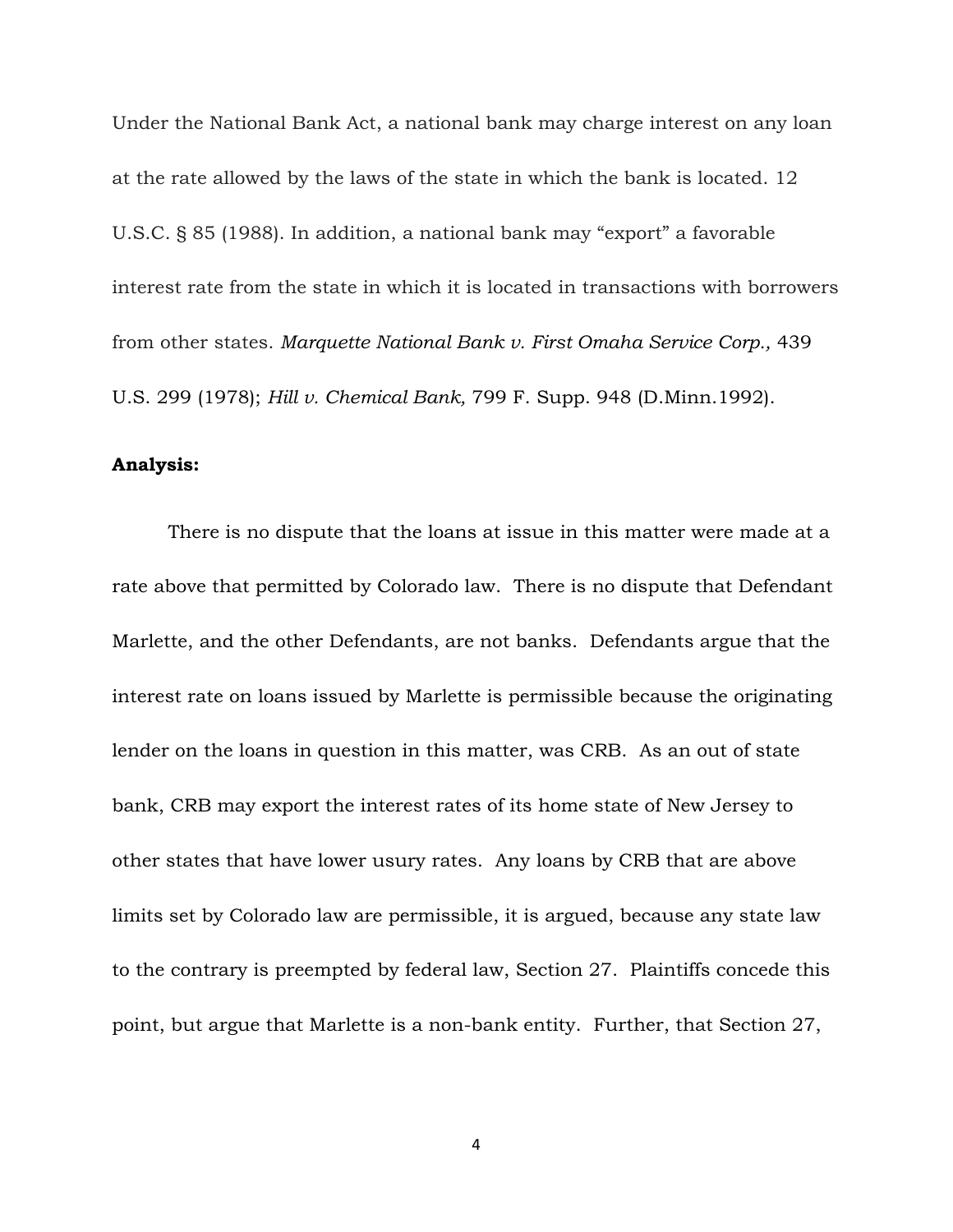Under the National Bank Act, a national bank may charge interest on any loan at the rate allowed by the laws of the state in which the bank is located. 12 U.S.C. § 85 (1988). In addition, a national bank may "export" a favorable interest rate from the state in which it is located in transactions with borrowers from other states. *Marquette National Bank v. First Omaha Service Corp.,* 439 U.S. 299 (1978); *Hill v. Chemical Bank,* 799 F. Supp. 948 (D.Minn.1992).

**Analysis:**

There is no dispute that the loans at issue in this matter were made at a rate above that permitted by Colorado law. There is no dispute that Defendant Marlette, and the other Defendants, are not banks. Defendants argue that the interest rate on loans issued by Marlette is permissible because the originating lender on the loans in question in this matter, was CRB. As an out of state bank, CRB may export the interest rates of its home state of New Jersey to other states that have lower usury rates. Any loans by CRB that are above limits set by Colorado law are permissible, it is argued, because any state law to the contrary is preempted by federal law, Section 27. Plaintiffs concede this point, but argue that Marlette is a non-bank entity. Further, that Section 27,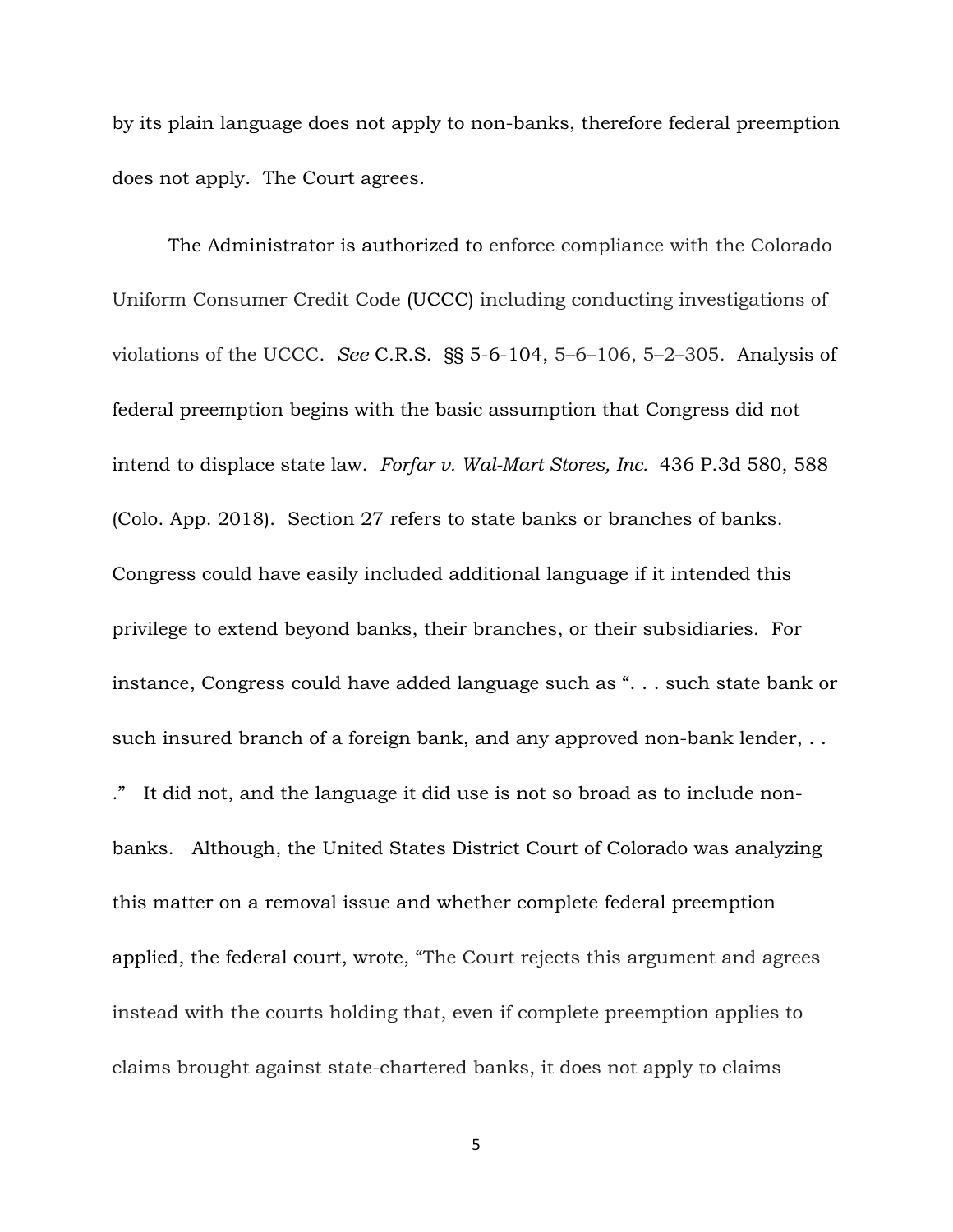by its plain language does not apply to non-banks, therefore federal preemption does not apply. The Court agrees.

The Administrator is authorized to enforce compliance with the Colorado Uniform Consumer Credit Code (UCCC) including conducting investigations of violations of the UCCC. *See* C.R.S. §§ 5-6-104, 5–6–106, 5–2–305. Analysis of federal preemption begins with the basic assumption that Congress did not intend to displace state law. *Forfar v. Wal-Mart Stores, Inc.* 436 P.3d 580, 588 (Colo. App. 2018). Section 27 refers to state banks or branches of banks. Congress could have easily included additional language if it intended this privilege to extend beyond banks, their branches, or their subsidiaries. For instance, Congress could have added language such as ". . . such state bank or such insured branch of a foreign bank, and any approved non-bank lender, . . ." It did not, and the language it did use is not so broad as to include non-banks. Although, the United States District Court of Colorado was analyzing this matter on a removal issue and whether complete federal preemption applied, the federal court, wrote, "The Court rejects this argument and agrees instead with the courts holding that, even if complete preemption applies to claims brought against state-chartered banks, it does not apply to claims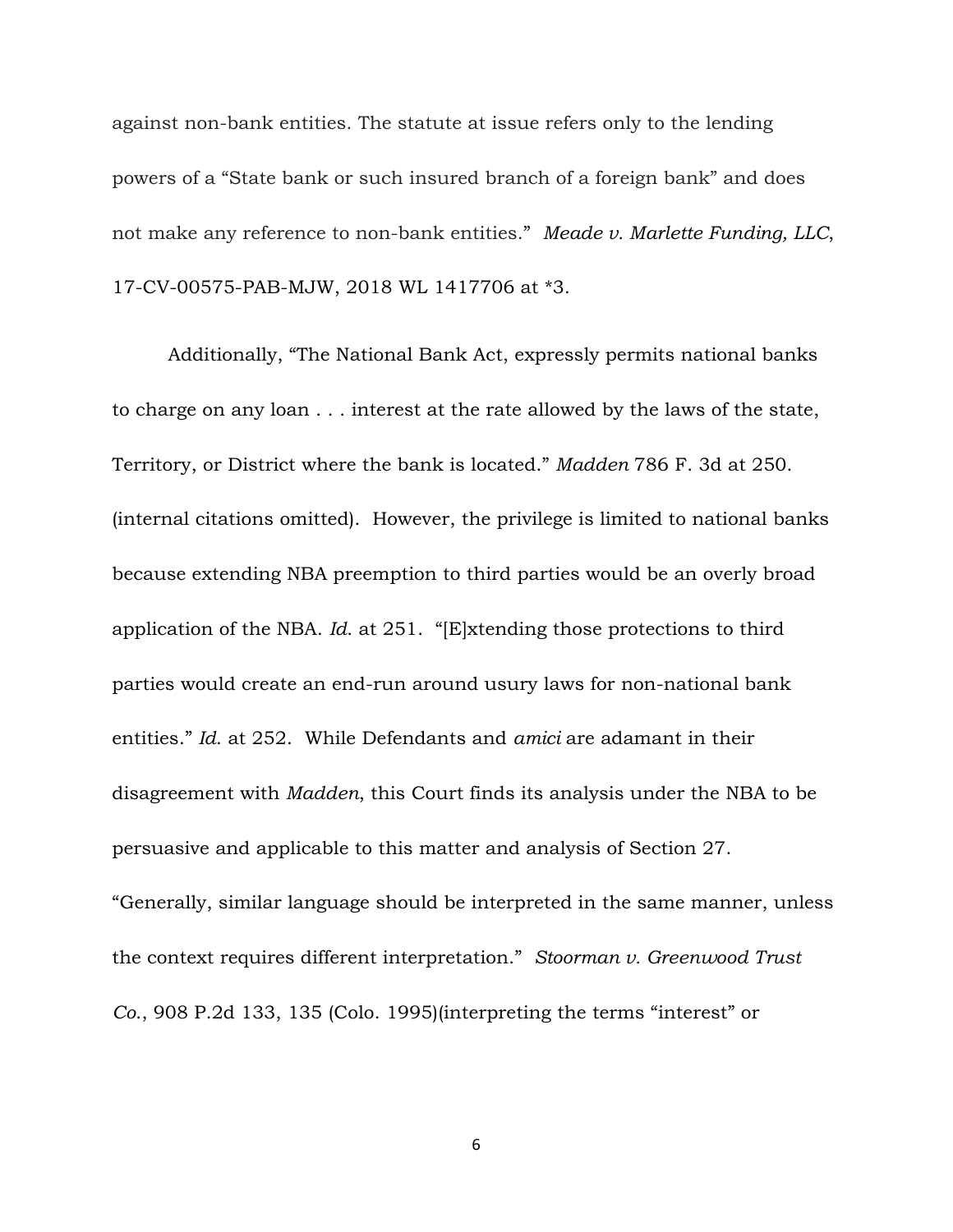against non-bank entities. The statute at issue refers only to the lending powers of a "State bank or such insured branch of a foreign bank" and does not make any reference to non-bank entities." *Meade v. Marlette Funding, LLC*, 17-CV-00575-PAB-MJW, 2018 WL 1417706 at *3.

Additionally, "The National Bank Act, expressly permits national banks to charge on any loan . . . interest at the rate allowed by the laws of the state, Territory, or District where the bank is located." *Madden* 786 F. 3d at 250. (internal citations omitted). However, the privilege is limited to national banks because extending NBA preemption to third parties would be an overly broad application of the NBA. *Id.* at 251. "[E]xtending those protections to third parties would create an end-run around usury laws for non-national bank entities." *Id.* at 252. While Defendants and *amici* are adamant in their disagreement with *Madden*, this Court finds its analysis under the NBA to be persuasive and applicable to this matter and analysis of Section 27. "Generally, similar language should be interpreted in the same manner, unless the context requires different interpretation." *Stoorman v. Greenwood Trust Co.*, 908 P.2d 133, 135 (Colo. 1995)(interpreting the terms "interest" or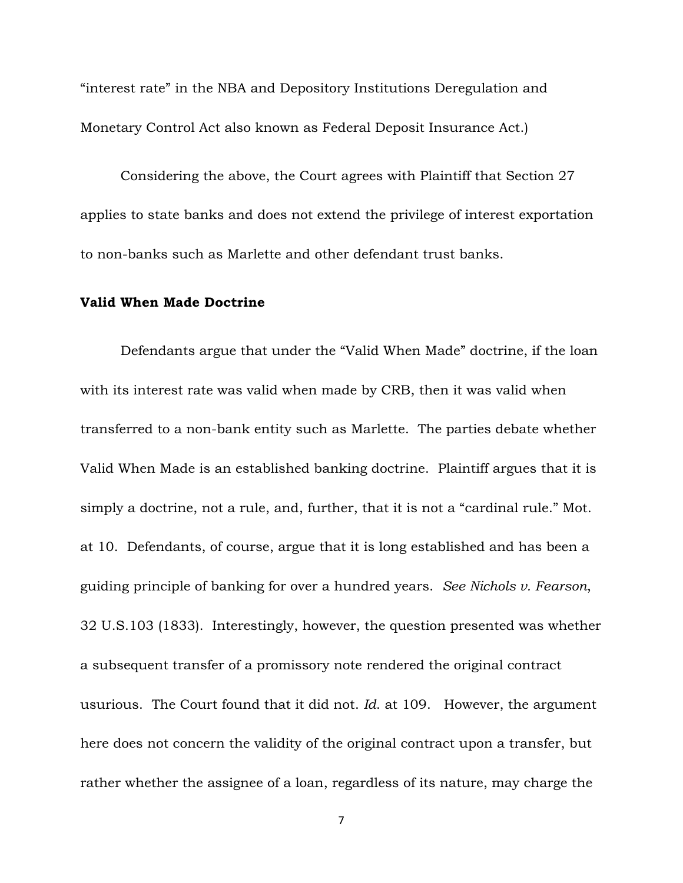"interest rate" in the NBA and Depository Institutions Deregulation and Monetary Control Act also known as Federal Deposit Insurance Act.)

Considering the above, the Court agrees with Plaintiff that Section 27 applies to state banks and does not extend the privilege of interest exportation to non-banks such as Marlette and other defendant trust banks.

**Valid When Made Doctrine**

Defendants argue that under the "Valid When Made" doctrine, if the loan with its interest rate was valid when made by CRB, then it was valid when transferred to a non-bank entity such as Marlette. The parties debate whether Valid When Made is an established banking doctrine. Plaintiff argues that it is simply a doctrine, not a rule, and, further, that it is not a "cardinal rule." Mot. at 10. Defendants, of course, argue that it is long established and has been a guiding principle of banking for over a hundred years. *See Nichols v. Fearson*, 32 U.S.103 (1833). Interestingly, however, the question presented was whether a subsequent transfer of a promissory note rendered the original contract usurious. The Court found that it did not. *Id.* at 109. However, the argument here does not concern the validity of the original contract upon a transfer, but rather whether the assignee of a loan, regardless of its nature, may charge the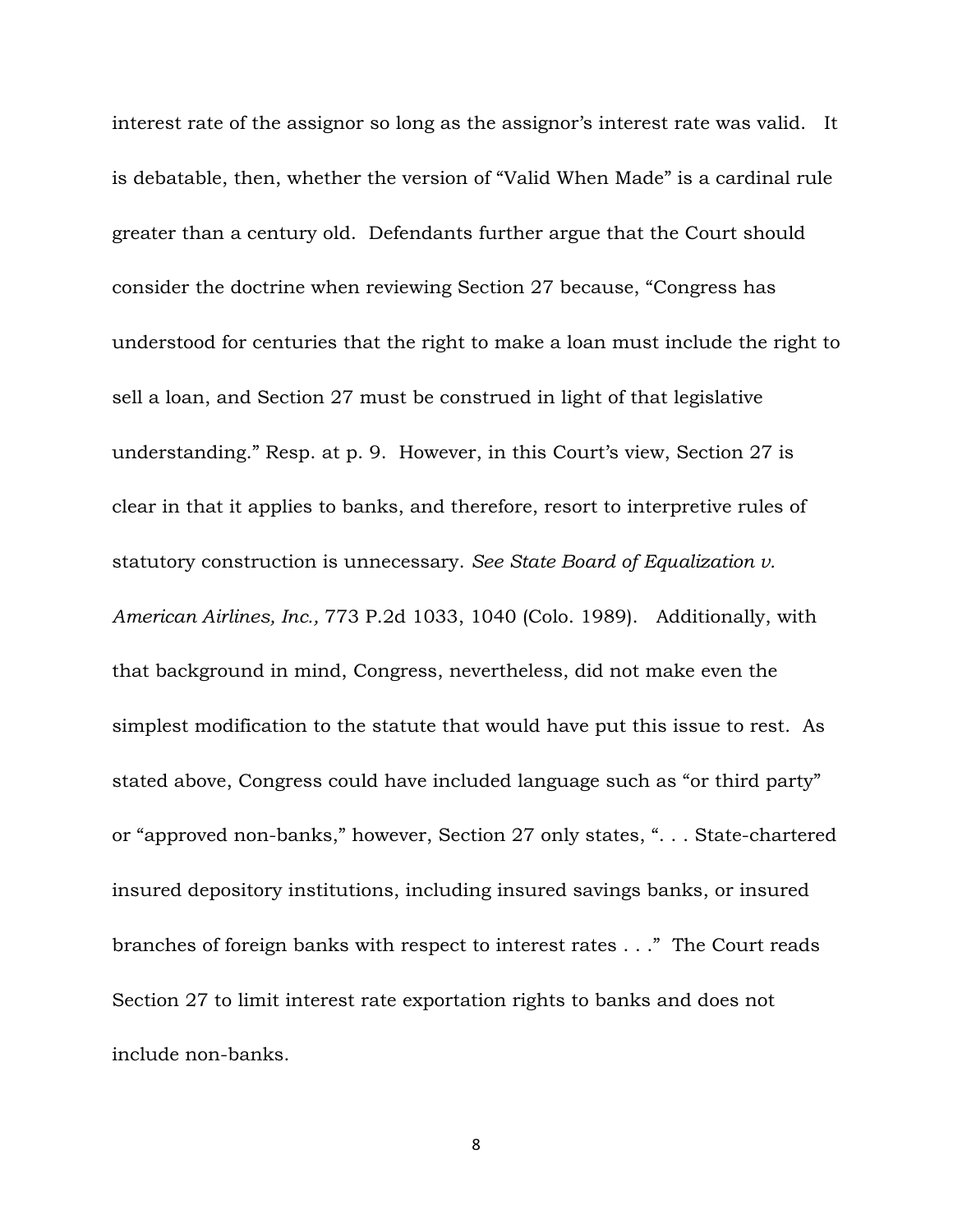interest rate of the assignor so long as the assignor's interest rate was valid. It is debatable, then, whether the version of "Valid When Made" is a cardinal rule greater than a century old. Defendants further argue that the Court should consider the doctrine when reviewing Section 27 because, "Congress has understood for centuries that the right to make a loan must include the right to sell a loan, and Section 27 must be construed in light of that legislative understanding." Resp. at p. 9. However, in this Court's view, Section 27 is clear in that it applies to banks, and therefore, resort to interpretive rules of statutory construction is unnecessary. *See State Board of Equalization v. American Airlines, Inc.,* 773 P.2d 1033, 1040 (Colo. 1989). Additionally, with that background in mind, Congress, nevertheless, did not make even the simplest modification to the statute that would have put this issue to rest. As stated above, Congress could have included language such as "or third party" or "approved non-banks," however, Section 27 only states, ". . . State-chartered insured depository institutions, including insured savings banks, or insured branches of foreign banks with respect to interest rates . . ." The Court reads Section 27 to limit interest rate exportation rights to banks and does not include non-banks.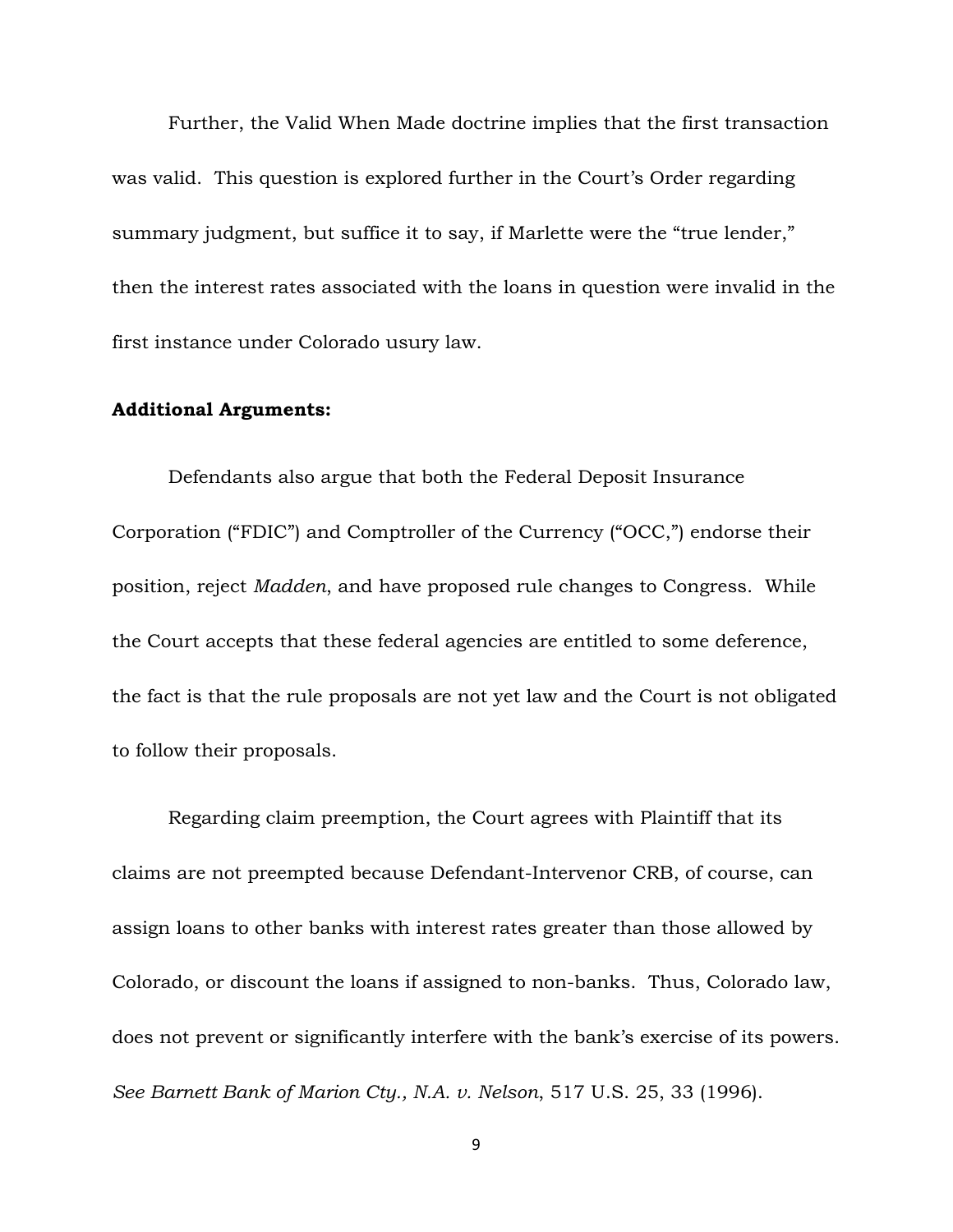Further, the Valid When Made doctrine implies that the first transaction was valid. This question is explored further in the Court's Order regarding summary judgment, but suffice it to say, if Marlette were the "true lender," then the interest rates associated with the loans in question were invalid in the first instance under Colorado usury law.

**Additional Arguments:**

Defendants also argue that both the Federal Deposit Insurance Corporation ("FDIC") and Comptroller of the Currency ("OCC,") endorse their position, reject *Madden*, and have proposed rule changes to Congress. While the Court accepts that these federal agencies are entitled to some deference, the fact is that the rule proposals are not yet law and the Court is not obligated to follow their proposals.

Regarding claim preemption, the Court agrees with Plaintiff that its claims are not preempted because Defendant-Intervenor CRB, of course, can assign loans to other banks with interest rates greater than those allowed by Colorado, or discount the loans if assigned to non-banks. Thus, Colorado law, does not prevent or significantly interfere with the bank's exercise of its powers. *See Barnett Bank of Marion Cty., N.A. v. Nelson*, 517 U.S. 25, 33 (1996).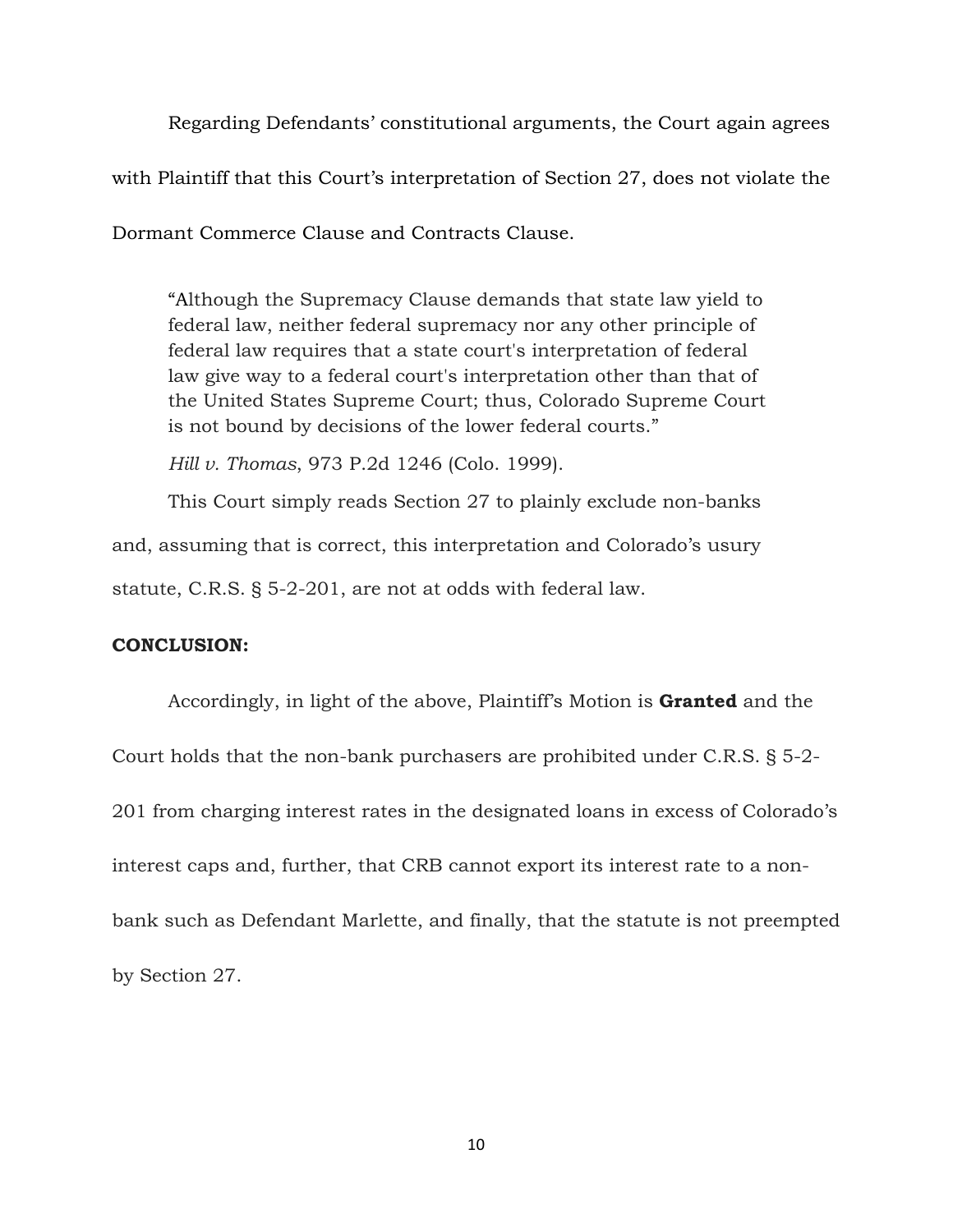Regarding Defendants' constitutional arguments, the Court again agrees with Plaintiff that this Court's interpretation of Section 27, does not violate the Dormant Commerce Clause and Contracts Clause.

> "Although the Supremacy Clause demands that state law yield to federal law, neither federal supremacy nor any other principle of federal law requires that a state court's interpretation of federal law give way to a federal court's interpretation other than that of the United States Supreme Court; thus, Colorado Supreme Court is not bound by decisions of the lower federal courts."
>
> *Hill v. Thomas*, 973 P.2d 1246 (Colo. 1999).

This Court simply reads Section 27 to plainly exclude non-banks and, assuming that is correct, this interpretation and Colorado's usury statute, C.R.S. § 5-2-201, are not at odds with federal law.

**CONCLUSION:**

Accordingly, in light of the above, Plaintiff's Motion is **Granted** and the Court holds that the non-bank purchasers are prohibited under C.R.S. § 5-2-201 from charging interest rates in the designated loans in excess of Colorado's interest caps and, further, that CRB cannot export its interest rate to a non-bank such as Defendant Marlette, and finally, that the statute is not preempted by Section 27.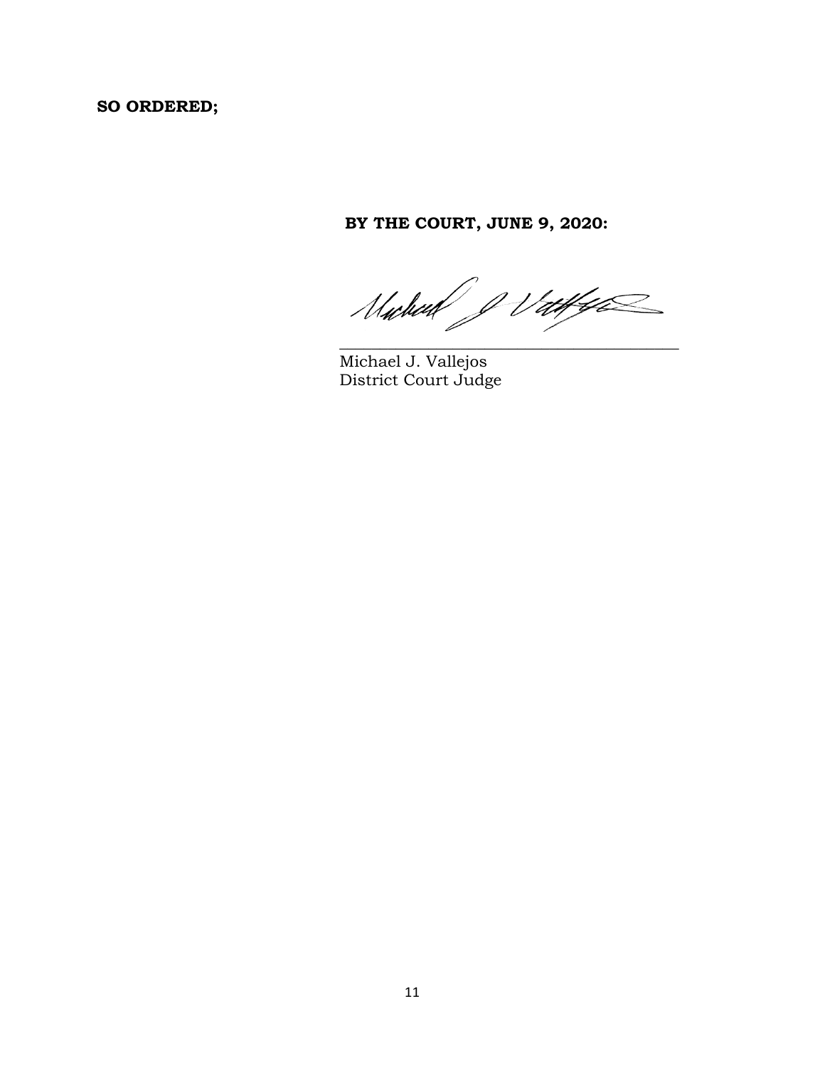**SO ORDERED;**

**BY THE COURT, JUNE 9, 2020:**

\_\_\_\_\_\_\_\_\_\_\_\_\_\_\_\_\_\_\_\_\_\_\_\_\_\_\_\_\_\_\_\_\_\_\_\_\_\_\_\_\_\_

Michael J. Vallejos
District Court Judge